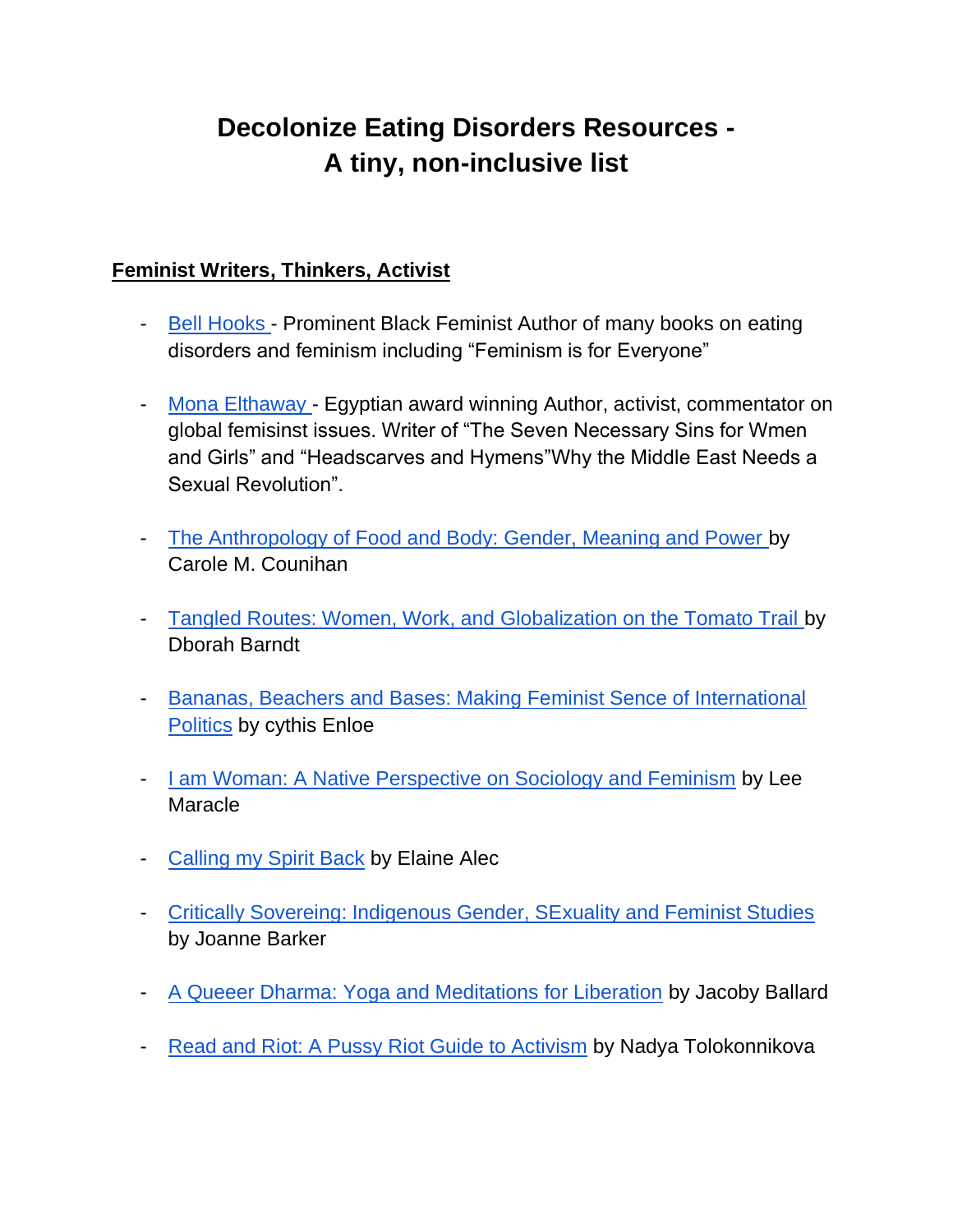# Decolonize Eating Disorders Resources - A tiny, non-inclusive list

## Feminist Writers, Thinkers, Activist

- Bell Hooks - Prominent Black Feminist Author of many books on eating disorders and feminism including “Feminism is for Everyone”

- Mona Elthaway - Egyptian award winning Author, activist, commentator on global femisinst issues. Writer of “The Seven Necessary Sins for Wmen and Girls” and “Headscarves and Hymens”Why the Middle East Needs a Sexual Revolution”.

- The Anthropology of Food and Body: Gender, Meaning and Power by Carole M. Counihan

- Tangled Routes: Women, Work, and Globalization on the Tomato Trail by Dborah Barndt

- Bananas, Beachers and Bases: Making Feminist Sence of International Politics by cythis Enloe

- I am Woman: A Native Perspective on Sociology and Feminism by Lee Maracle

- Calling my Spirit Back by Elaine Alec

- Critically Sovereing: Indigenous Gender, SExuality and Feminist Studies by Joanne Barker

- A Queeer Dharma: Yoga and Meditations for Liberation by Jacoby Ballard

- Read and Riot: A Pussy Riot Guide to Activism by Nadya Tolokonnikova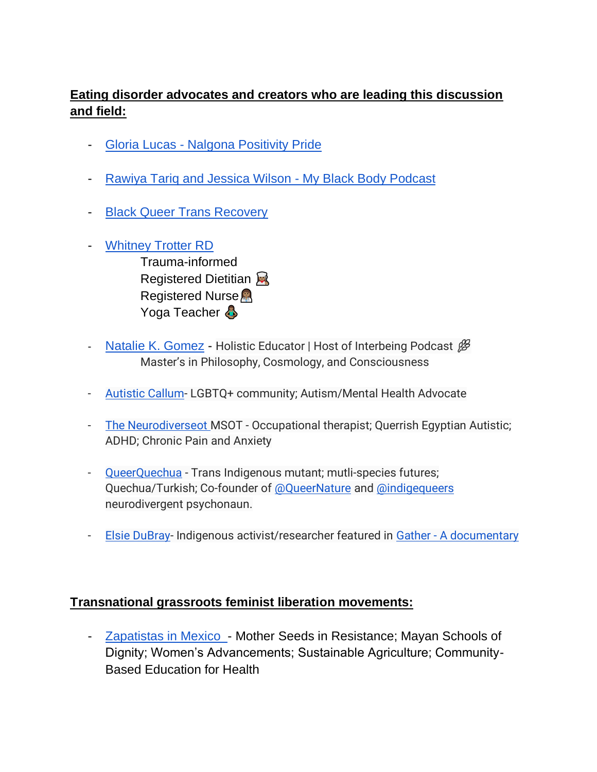**Eating disorder advocates and creators who are leading this discussion and field:**

- Gloria Lucas - Nalgona Positivity Pride
- Rawiya Tariq and Jessica Wilson - My Black Body Podcast
- Black Queer Trans Recovery
- Whitney Trotter RD
  Trauma-informed
  Registered Dietitian 👩🏾‍🍳
  Registered Nurse 👩🏾‍⚕️
  Yoga Teacher 🧘🏾
- Natalie K. Gomez - Holistic Educator | Host of Interbeing Podcast 🌿
  Master's in Philosophy, Cosmology, and Consciousness
- Autistic Callum- LGBTQ+ community; Autism/Mental Health Advocate
- The Neurodiverseot MSOT - Occupational therapist; Querrish Egyptian Autistic; ADHD; Chronic Pain and Anxiety
- QueerQuechua - Trans Indigenous mutant; mutli-species futures; Quechua/Turkish; Co-founder of @QueerNature and @indigequeers neurodivergent psychonaun.
- Elsie DuBray- Indigenous activist/researcher featured in Gather - A documentary

**Transnational grassroots feminist liberation movements:**

- Zapatistas in Mexico - Mother Seeds in Resistance; Mayan Schools of Dignity; Women's Advancements; Sustainable Agriculture; Community-Based Education for Health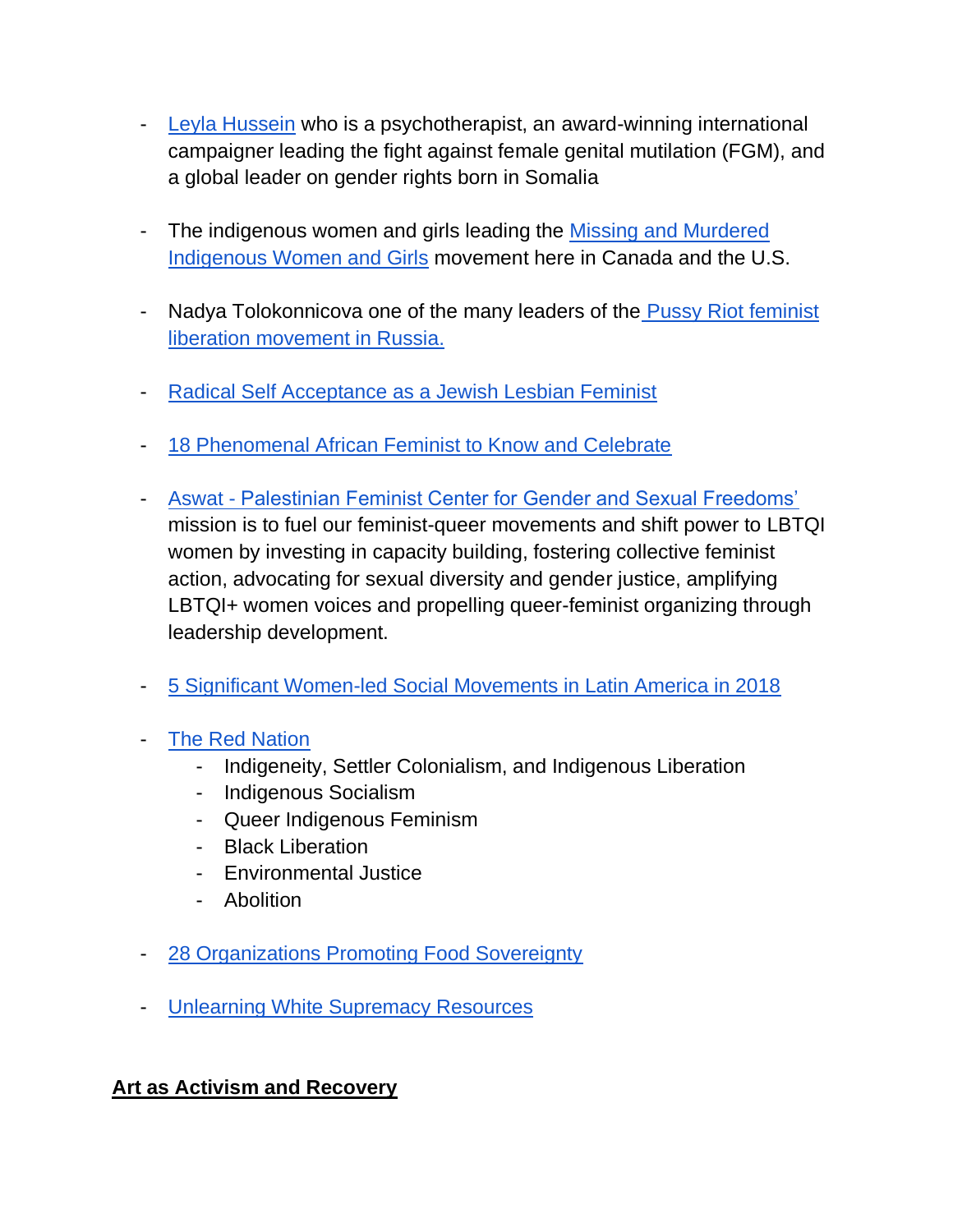- Leyla Hussein who is a psychotherapist, an award-winning international campaigner leading the fight against female genital mutilation (FGM), and a global leader on gender rights born in Somalia

- The indigenous women and girls leading the Missing and Murdered Indigenous Women and Girls movement here in Canada and the U.S.

- Nadya Tolokonnicova one of the many leaders of the Pussy Riot feminist liberation movement in Russia.

- Radical Self Acceptance as a Jewish Lesbian Feminist

- 18 Phenomenal African Feminist to Know and Celebrate

- Aswat - Palestinian Feminist Center for Gender and Sexual Freedoms' mission is to fuel our feminist-queer movements and shift power to LBTQI women by investing in capacity building, fostering collective feminist action, advocating for sexual diversity and gender justice, amplifying LBTQI+ women voices and propelling queer-feminist organizing through leadership development.

- 5 Significant Women-led Social Movements in Latin America in 2018

- The Red Nation
    - Indigeneity, Settler Colonialism, and Indigenous Liberation
    - Indigenous Socialism
    - Queer Indigenous Feminism
    - Black Liberation
    - Environmental Justice
    - Abolition

- 28 Organizations Promoting Food Sovereignty

- Unlearning White Supremacy Resources

## **Art as Activism and Recovery**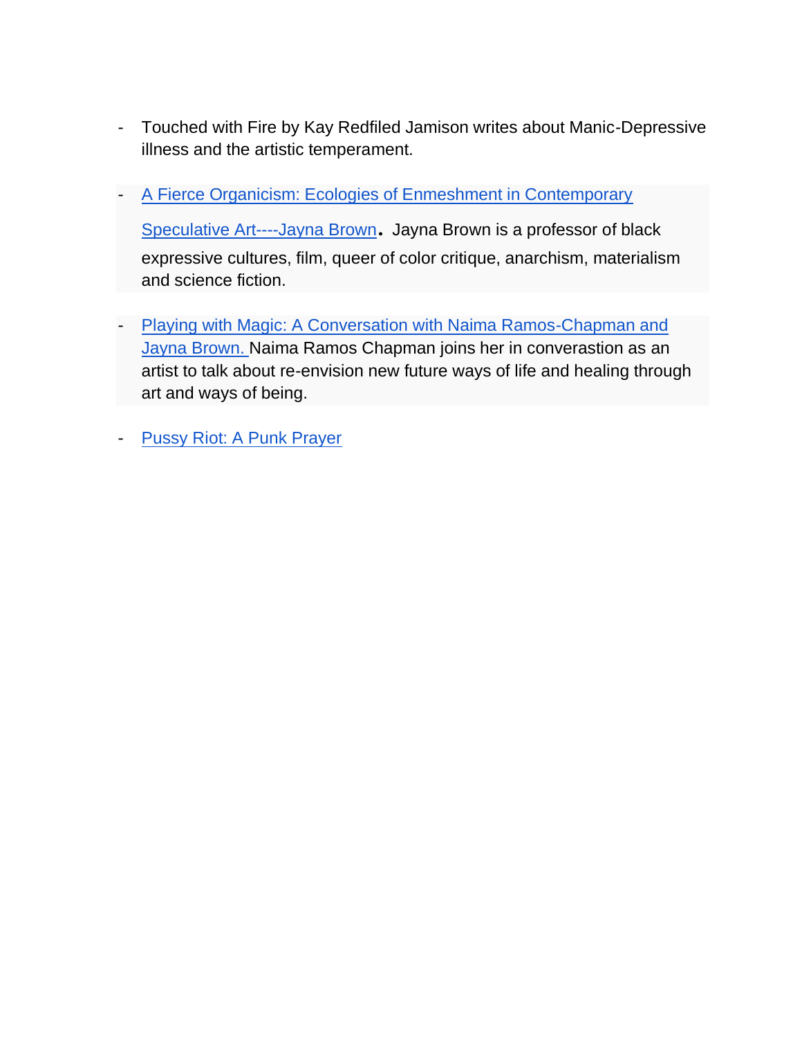- Touched with Fire by Kay Redfiled Jamison writes about Manic-Depressive illness and the artistic temperament.

- A Fierce Organicism: Ecologies of Enmeshment in Contemporary Speculative Art----Jayna Brown. Jayna Brown is a professor of black expressive cultures, film, queer of color critique, anarchism, materialism and science fiction.

- Playing with Magic: A Conversation with Naima Ramos-Chapman and Jayna Brown. Naima Ramos Chapman joins her in converastion as an artist to talk about re-envision new future ways of life and healing through art and ways of being.

- Pussy Riot: A Punk Prayer